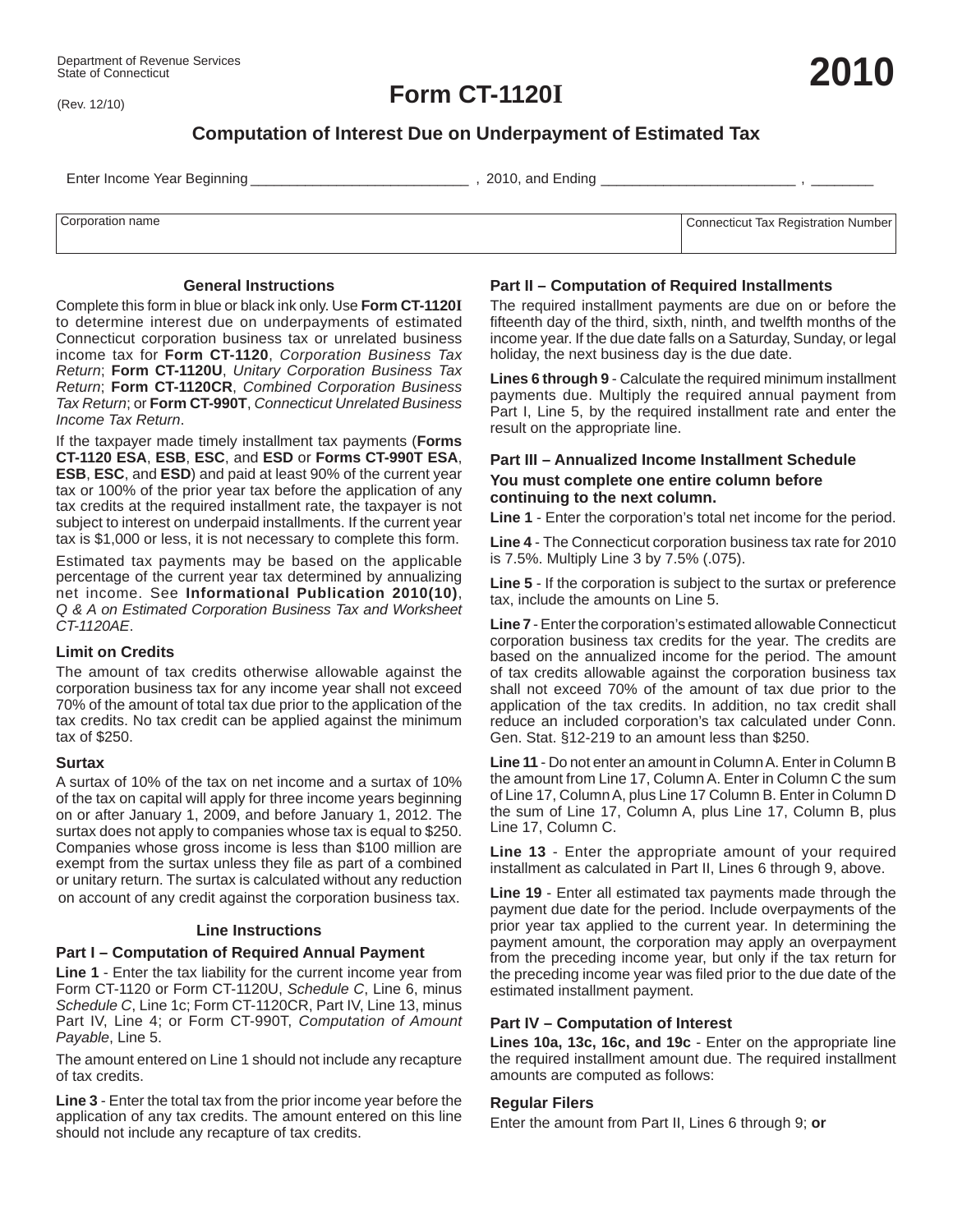Department of Revenue Services
State of Connecticut

(Rev. 12/10)

# Form CT-1120I

# 2010

## Computation of Interest Due on Underpayment of Estimated Tax

Enter Income Year Beginning ____________________________ , 2010, and Ending _________________________ , ________

| Corporation name | Connecticut Tax Registration Number |
|---|---|
| | |

### General Instructions

Complete this form in blue or black ink only. Use **Form CT-1120I** to determine interest due on underpayments of estimated Connecticut corporation business tax or unrelated business income tax for **Form CT-1120**, *Corporation Business Tax Return*; **Form CT-1120U**, *Unitary Corporation Business Tax Return*; **Form CT-1120CR**, *Combined Corporation Business Tax Return*; or **Form CT-990T**, *Connecticut Unrelated Business Income Tax Return*.

If the taxpayer made timely installment tax payments (**Forms CT-1120 ESA**, **ESB**, **ESC**, and **ESD** or **Forms CT-990T ESA**, **ESB**, **ESC**, and **ESD**) and paid at least 90% of the current year tax or 100% of the prior year tax before the application of any tax credits at the required installment rate, the taxpayer is not subject to interest on underpaid installments. If the current year tax is $1,000 or less, it is not necessary to complete this form.

Estimated tax payments may be based on the applicable percentage of the current year tax determined by annualizing net income. See **Informational Publication 2010(10)**, *Q & A on Estimated Corporation Business Tax and Worksheet CT-1120AE*.

#### Limit on Credits

The amount of tax credits otherwise allowable against the corporation business tax for any income year shall not exceed 70% of the amount of total tax due prior to the application of the tax credits. No tax credit can be applied against the minimum tax of $250.

#### Surtax

A surtax of 10% of the tax on net income and a surtax of 10% of the tax on capital will apply for three income years beginning on or after January 1, 2009, and before January 1, 2012. The surtax does not apply to companies whose tax is equal to $250. Companies whose gross income is less than $100 million are exempt from the surtax unless they file as part of a combined or unitary return. The surtax is calculated without any reduction on account of any credit against the corporation business tax.

### Line Instructions

#### Part I – Computation of Required Annual Payment

**Line 1** - Enter the tax liability for the current income year from Form CT-1120 or Form CT-1120U, *Schedule C*, Line 6, minus *Schedule C*, Line 1c; Form CT-1120CR, Part IV, Line 13, minus Part IV, Line 4; or Form CT-990T, *Computation of Amount Payable*, Line 5.

The amount entered on Line 1 should not include any recapture of tax credits.

**Line 3** - Enter the total tax from the prior income year before the application of any tax credits. The amount entered on this line should not include any recapture of tax credits.

#### Part II – Computation of Required Installments

The required installment payments are due on or before the fifteenth day of the third, sixth, ninth, and twelfth months of the income year. If the due date falls on a Saturday, Sunday, or legal holiday, the next business day is the due date.

**Lines 6 through 9** - Calculate the required minimum installment payments due. Multiply the required annual payment from Part I, Line 5, by the required installment rate and enter the result on the appropriate line.

#### Part III – Annualized Income Installment Schedule

**You must complete one entire column before continuing to the next column.**

**Line 1** - Enter the corporation's total net income for the period.

**Line 4** - The Connecticut corporation business tax rate for 2010 is 7.5%. Multiply Line 3 by 7.5% (.075).

**Line 5** - If the corporation is subject to the surtax or preference tax, include the amounts on Line 5.

**Line 7** - Enter the corporation's estimated allowable Connecticut corporation business tax credits for the year. The credits are based on the annualized income for the period. The amount of tax credits allowable against the corporation business tax shall not exceed 70% of the amount of tax due prior to the application of the tax credits. In addition, no tax credit shall reduce an included corporation's tax calculated under Conn. Gen. Stat. §12-219 to an amount less than $250.

**Line 11** - Do not enter an amount in Column A. Enter in Column B the amount from Line 17, Column A. Enter in Column C the sum of Line 17, Column A, plus Line 17 Column B. Enter in Column D the sum of Line 17, Column A, plus Line 17, Column B, plus Line 17, Column C.

**Line 13** - Enter the appropriate amount of your required installment as calculated in Part II, Lines 6 through 9, above.

**Line 19** - Enter all estimated tax payments made through the payment due date for the period. Include overpayments of the prior year tax applied to the current year. In determining the payment amount, the corporation may apply an overpayment from the preceding income year, but only if the tax return for the preceding income year was filed prior to the due date of the estimated installment payment.

#### Part IV – Computation of Interest

**Lines 10a, 13c, 16c, and 19c** - Enter on the appropriate line the required installment amount due. The required installment amounts are computed as follows:

#### Regular Filers

Enter the amount from Part II, Lines 6 through 9; **or**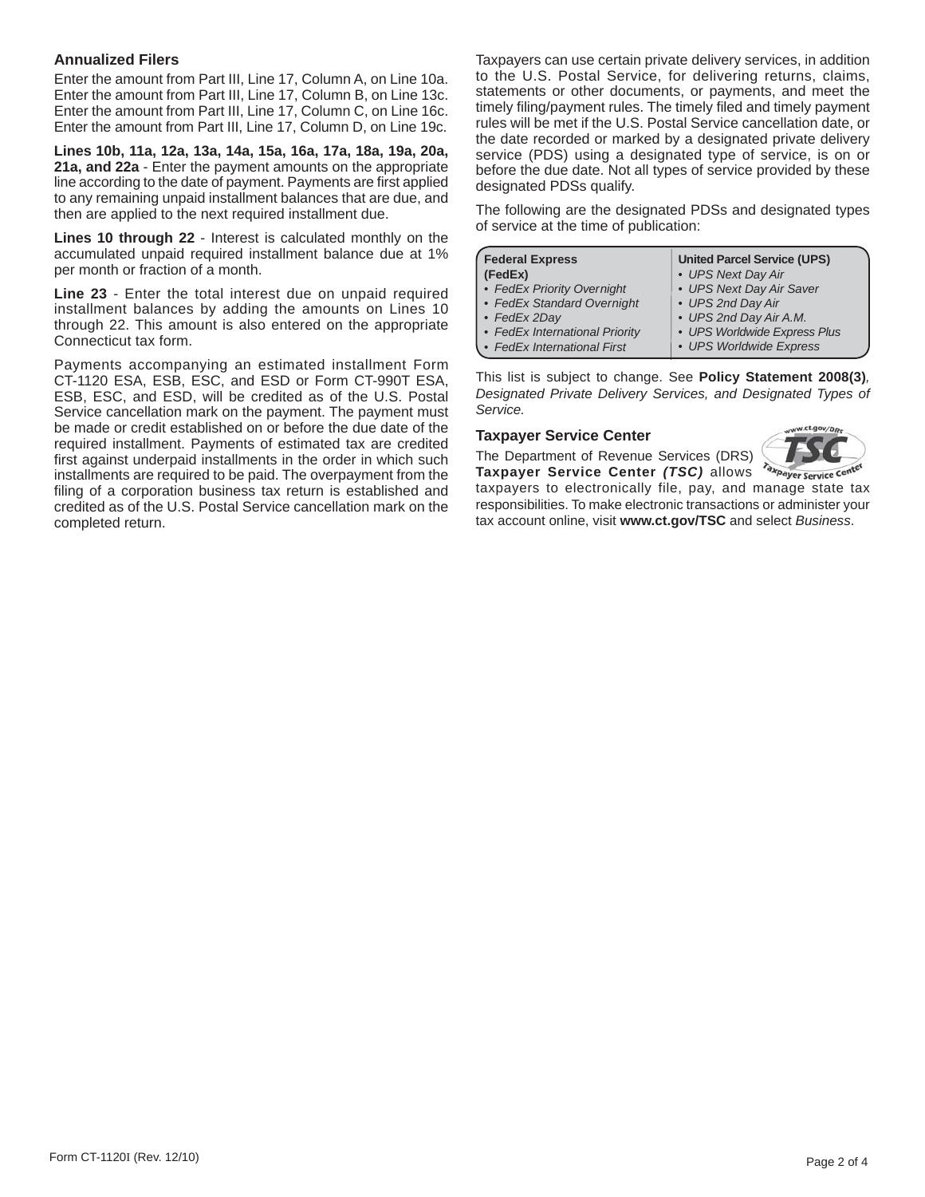## Annualized Filers

Enter the amount from Part III, Line 17, Column A, on Line 10a.
Enter the amount from Part III, Line 17, Column B, on Line 13c.
Enter the amount from Part III, Line 17, Column C, on Line 16c.
Enter the amount from Part III, Line 17, Column D, on Line 19c.

**Lines 10b, 11a, 12a, 13a, 14a, 15a, 16a, 17a, 18a, 19a, 20a, 21a, and 22a** - Enter the payment amounts on the appropriate line according to the date of payment. Payments are first applied to any remaining unpaid installment balances that are due, and then are applied to the next required installment due.

**Lines 10 through 22** - Interest is calculated monthly on the accumulated unpaid required installment balance due at 1% per month or fraction of a month.

**Line 23** - Enter the total interest due on unpaid required installment balances by adding the amounts on Lines 10 through 22. This amount is also entered on the appropriate Connecticut tax form.

Payments accompanying an estimated installment Form CT-1120 ESA, ESB, ESC, and ESD or Form CT-990T ESA, ESB, ESC, and ESD, will be credited as of the U.S. Postal Service cancellation mark on the payment. The payment must be made or credit established on or before the due date of the required installment. Payments of estimated tax are credited first against underpaid installments in the order in which such installments are required to be paid. The overpayment from the filing of a corporation business tax return is established and credited as of the U.S. Postal Service cancellation mark on the completed return.

Taxpayers can use certain private delivery services, in addition to the U.S. Postal Service, for delivering returns, claims, statements or other documents, or payments, and meet the timely filing/payment rules. The timely filed and timely payment rules will be met if the U.S. Postal Service cancellation date, or the date recorded or marked by a designated private delivery service (PDS) using a designated type of service, is on or before the due date. Not all types of service provided by these designated PDSs qualify.

The following are the designated PDSs and designated types of service at the time of publication:

| **Federal Express (FedEx)** | **United Parcel Service (UPS)** |
|---|---|
| • *FedEx Priority Overnight* | • *UPS Next Day Air* |
| • *FedEx Standard Overnight* | • *UPS Next Day Air Saver* |
| • *FedEx 2Day* | • *UPS 2nd Day Air* |
| • *FedEx International Priority* | • *UPS 2nd Day Air A.M.* |
| • *FedEx International First* | • *UPS Worldwide Express Plus* |
| | • *UPS Worldwide Express* |

This list is subject to change. See **Policy Statement 2008(3)**, *Designated Private Delivery Services, and Designated Types of Service.*

### Taxpayer Service Center

The Department of Revenue Services (DRS) **Taxpayer Service Center *(TSC)*** allows taxpayers to electronically file, pay, and manage state tax responsibilities. To make electronic transactions or administer your tax account online, visit **www.ct.gov/TSC** and select *Business*.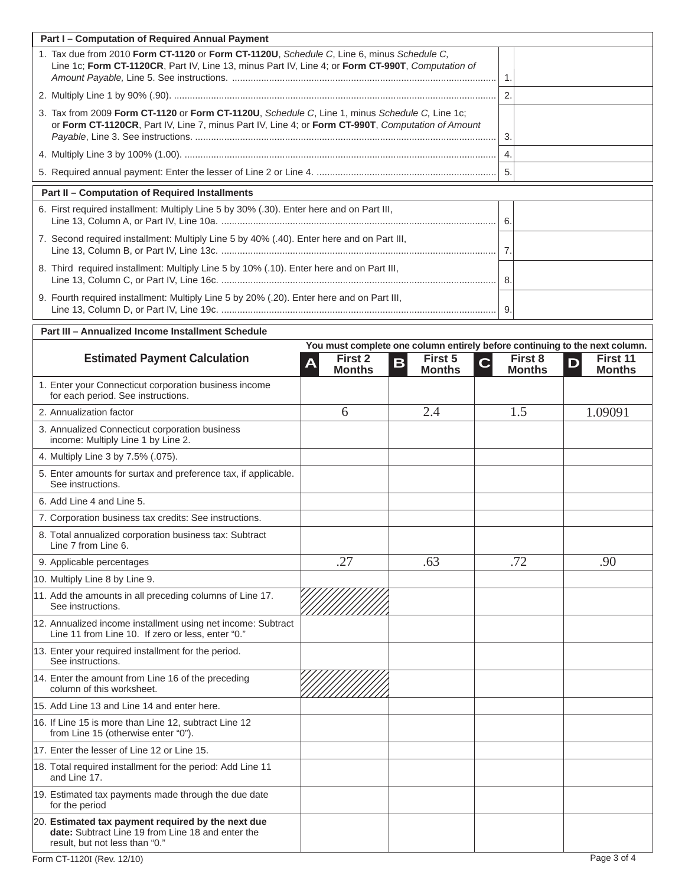## Part I – Computation of Required Annual Payment

| | | |
|---|---|---|
| 1. Tax due from 2010 **Form CT-1120** or **Form CT-1120U**, *Schedule C*, Line 6, minus *Schedule C,* Line 1c; **Form CT-1120CR**, Part IV, Line 13, minus Part IV, Line 4; or **Form CT-990T**, *Computation of Amount Payable,* Line 5. See instructions. | 1. | |
| 2. Multiply Line 1 by 90% (.90). | 2. | |
| 3. Tax from 2009 **Form CT-1120** or **Form CT-1120U**, *Schedule C*, Line 1, minus *Schedule C,* Line 1c; or **Form CT-1120CR**, Part IV, Line 7, minus Part IV, Line 4; or **Form CT-990T**, *Computation of Amount Payable*, Line 3. See instructions. | 3. | |
| 4. Multiply Line 3 by 100% (1.00). | 4. | |
| 5. Required annual payment: Enter the lesser of Line 2 or Line 4. | 5. | |

## Part II – Computation of Required Installments

| | | |
|---|---|---|
| 6. First required installment: Multiply Line 5 by 30% (.30). Enter here and on Part III, Line 13, Column A, or Part IV, Line 10a. | 6. | |
| 7. Second required installment: Multiply Line 5 by 40% (.40). Enter here and on Part III, Line 13, Column B, or Part IV, Line 13c. | 7. | |
| 8. Third required installment: Multiply Line 5 by 10% (.10). Enter here and on Part III, Line 13, Column C, or Part IV, Line 16c. | 8. | |
| 9. Fourth required installment: Multiply Line 5 by 20% (.20). Enter here and on Part III, Line 13, Column D, or Part IV, Line 19c. | 9. | |

## Part III – Annualized Income Installment Schedule

**You must complete one column entirely before continuing to the next column.**

| Estimated Payment Calculation | A First 2 Months | B First 5 Months | C First 8 Months | D First 11 Months |
|---|---|---|---|---|
| 1. Enter your Connecticut corporation business income for each period. See instructions. | | | | |
| 2. Annualization factor | 6 | 2.4 | 1.5 | 1.09091 |
| 3. Annualized Connecticut corporation business income: Multiply Line 1 by Line 2. | | | | |
| 4. Multiply Line 3 by 7.5% (.075). | | | | |
| 5. Enter amounts for surtax and preference tax, if applicable. See instructions. | | | | |
| 6. Add Line 4 and Line 5. | | | | |
| 7. Corporation business tax credits: See instructions. | | | | |
| 8. Total annualized corporation business tax: Subtract Line 7 from Line 6. | | | | |
| 9. Applicable percentages | .27 | .63 | .72 | .90 |
| 10. Multiply Line 8 by Line 9. | | | | |
| 11. Add the amounts in all preceding columns of Line 17. See instructions. | | | | |
| 12. Annualized income installment using net income: Subtract Line 11 from Line 10. If zero or less, enter "0." | | | | |
| 13. Enter your required installment for the period. See instructions. | | | | |
| 14. Enter the amount from Line 16 of the preceding column of this worksheet. | | | | |
| 15. Add Line 13 and Line 14 and enter here. | | | | |
| 16. If Line 15 is more than Line 12, subtract Line 12 from Line 15 (otherwise enter "0"). | | | | |
| 17. Enter the lesser of Line 12 or Line 15. | | | | |
| 18. Total required installment for the period: Add Line 11 and Line 17. | | | | |
| 19. Estimated tax payments made through the due date for the period | | | | |
| 20. **Estimated tax payment required by the next due date:** Subtract Line 19 from Line 18 and enter the result, but not less than "0." | | | | |

Form CT-1120I (Rev. 12/10)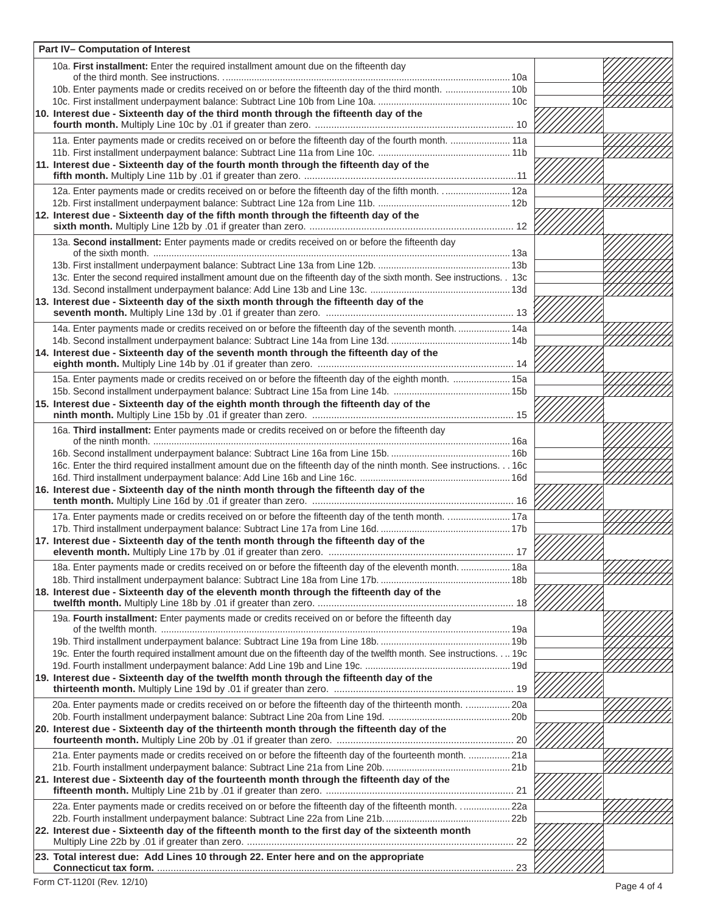## Part IV– Computation of Interest

| | | |
|---|---|---|
| 10a. **First installment:** Enter the required installment amount due on the fifteenth day of the third month. See instructions. .......... 10a | | |
| 10b. Enter payments made or credits received on or before the fifteenth day of the third month. .......... 10b | | |
| 10c. First installment underpayment balance: Subtract Line 10b from Line 10a. .......... 10c | | |
| **10. Interest due - Sixteenth day of the third month through the fifteenth day of the fourth month.** Multiply Line 10c by .01 if greater than zero. .......... 10 | | |
| 11a. Enter payments made or credits received on or before the fifteenth day of the fourth month. .......... 11a | | |
| 11b. First installment underpayment balance: Subtract Line 11a from Line 10c. .......... 11b | | |
| **11. Interest due - Sixteenth day of the fourth month through the fifteenth day of the fifth month.** Multiply Line 11b by .01 if greater than zero. .......... 11 | | |
| 12a. Enter payments made or credits received on or before the fifteenth day of the fifth month. .......... 12a | | |
| 12b. First installment underpayment balance: Subtract Line 12a from Line 11b. .......... 12b | | |
| **12. Interest due - Sixteenth day of the fifth month through the fifteenth day of the sixth month.** Multiply Line 12b by .01 if greater than zero. .......... 12 | | |
| 13a. **Second installment:** Enter payments made or credits received on or before the fifteenth day of the sixth month. .......... 13a | | |
| 13b. First installment underpayment balance: Subtract Line 13a from Line 12b. .......... 13b | | |
| 13c. Enter the second required installment amount due on the fifteenth day of the sixth month. See instructions. . 13c | | |
| 13d. Second installment underpayment balance: Add Line 13b and Line 13c. .......... 13d | | |
| **13. Interest due - Sixteenth day of the sixth month through the fifteenth day of the seventh month.** Multiply Line 13d by .01 if greater than zero. .......... 13 | | |
| 14a. Enter payments made or credits received on or before the fifteenth day of the seventh month. .......... 14a | | |
| 14b. Second installment underpayment balance: Subtract Line 14a from Line 13d. .......... 14b | | |
| **14. Interest due - Sixteenth day of the seventh month through the fifteenth day of the eighth month.** Multiply Line 14b by .01 if greater than zero. .......... 14 | | |
| 15a. Enter payments made or credits received on or before the fifteenth day of the eighth month. .......... 15a | | |
| 15b. Second installment underpayment balance: Subtract Line 15a from Line 14b. .......... 15b | | |
| **15. Interest due - Sixteenth day of the eighth month through the fifteenth day of the ninth month.** Multiply Line 15b by .01 if greater than zero. .......... 15 | | |
| 16a. **Third installment:** Enter payments made or credits received on or before the fifteenth day of the ninth month. .......... 16a | | |
| 16b. Second installment underpayment balance: Subtract Line 16a from Line 15b. .......... 16b | | |
| 16c. Enter the third required installment amount due on the fifteenth day of the ninth month. See instructions. . . 16c | | |
| 16d. Third installment underpayment balance: Add Line 16b and Line 16c. .......... 16d | | |
| **16. Interest due - Sixteenth day of the ninth month through the fifteenth day of the tenth month.** Multiply Line 16d by .01 if greater than zero. .......... 16 | | |
| 17a. Enter payments made or credits received on or before the fifteenth day of the tenth month. .......... 17a | | |
| 17b. Third installment underpayment balance: Subtract Line 17a from Line 16d. .......... 17b | | |
| **17. Interest due - Sixteenth day of the tenth month through the fifteenth day of the eleventh month.** Multiply Line 17b by .01 if greater than zero. .......... 17 | | |
| 18a. Enter payments made or credits received on or before the fifteenth day of the eleventh month. .......... 18a | | |
| 18b. Third installment underpayment balance: Subtract Line 18a from Line 17b. .......... 18b | | |
| **18. Interest due - Sixteenth day of the eleventh month through the fifteenth day of the twelfth month.** Multiply Line 18b by .01 if greater than zero. .......... 18 | | |
| 19a. **Fourth installment:** Enter payments made or credits received on or before the fifteenth day of the twelfth month. .......... 19a | | |
| 19b. Third installment underpayment balance: Subtract Line 19a from Line 18b. .......... 19b | | |
| 19c. Enter the fourth required installment amount due on the fifteenth day of the twelfth month. See instructions. . .. 19c | | |
| 19d. Fourth installment underpayment balance: Add Line 19b and Line 19c. .......... 19d | | |
| **19. Interest due - Sixteenth day of the twelfth month through the fifteenth day of the thirteenth month.** Multiply Line 19d by .01 if greater than zero. .......... 19 | | |
| 20a. Enter payments made or credits received on or before the fifteenth day of the thirteenth month. .......... 20a | | |
| 20b. Fourth installment underpayment balance: Subtract Line 20a from Line 19d. .......... 20b | | |
| **20. Interest due - Sixteenth day of the thirteenth month through the fifteenth day of the fourteenth month.** Multiply Line 20b by .01 if greater than zero. .......... 20 | | |
| 21a. Enter payments made or credits received on or before the fifteenth day of the fourteenth month. .......... 21a | | |
| 21b. Fourth installment underpayment balance: Subtract Line 21a from Line 20b. .......... 21b | | |
| **21. Interest due - Sixteenth day of the fourteenth month through the fifteenth day of the fifteenth month.** Multiply Line 21b by .01 if greater than zero. .......... 21 | | |
| 22a. Enter payments made or credits received on or before the fifteenth day of the fifteenth month. .......... 22a | | |
| 22b. Fourth installment underpayment balance: Subtract Line 22a from Line 21b. .......... 22b | | |
| **22. Interest due - Sixteenth day of the fifteenth month to the first day of the sixteenth month** Multiply Line 22b by .01 if greater than zero. .......... 22 | | |
| **23. Total interest due: Add Lines 10 through 22. Enter here and on the appropriate Connecticut tax form.** .......... 23 | | |

Form CT-1120I (Rev. 12/10)